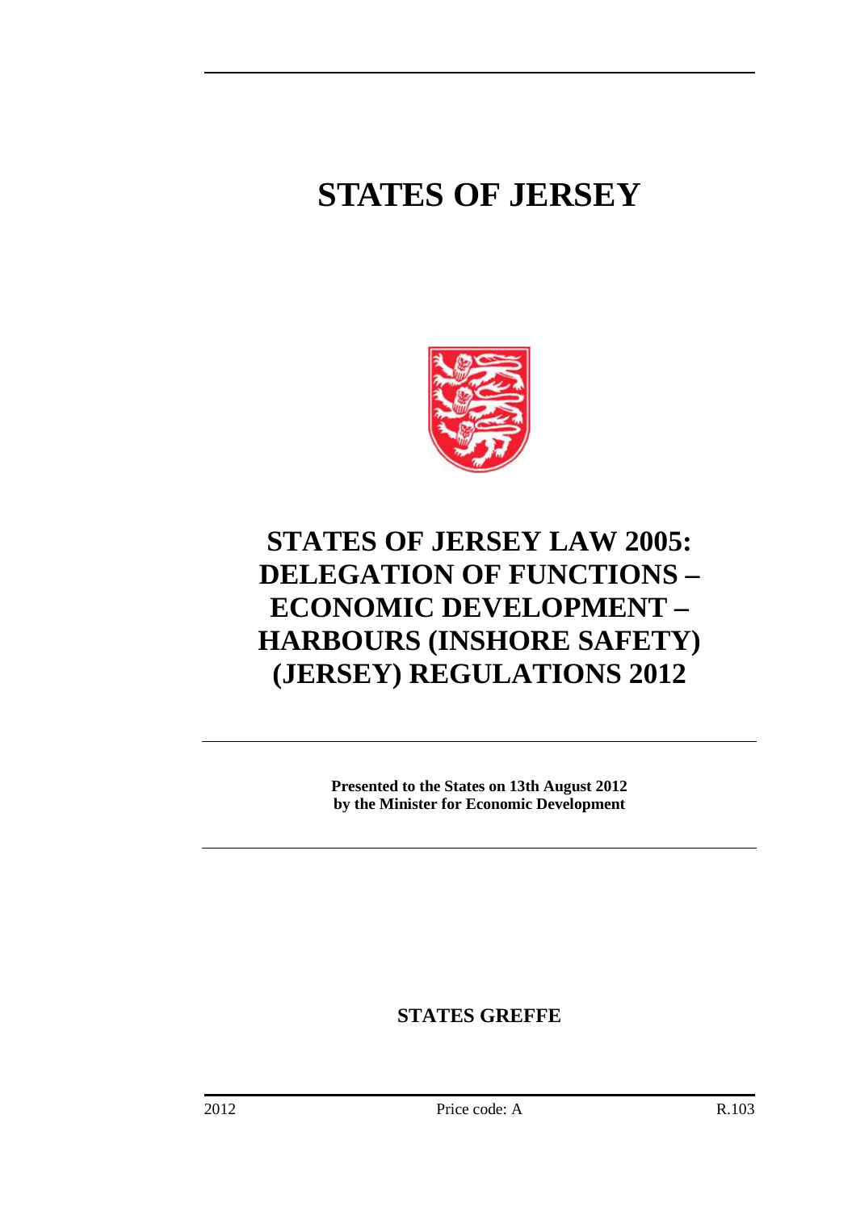# STATES OF JERSEY

# STATES OF JERSEY LAW 2005: DELEGATION OF FUNCTIONS – ECONOMIC DEVELOPMENT – HARBOURS (INSHORE SAFETY) (JERSEY) REGULATIONS 2012

**Presented to the States on 13th August 2012 by the Minister for Economic Development**

**STATES GREFFE**

2012 Price code: A R.103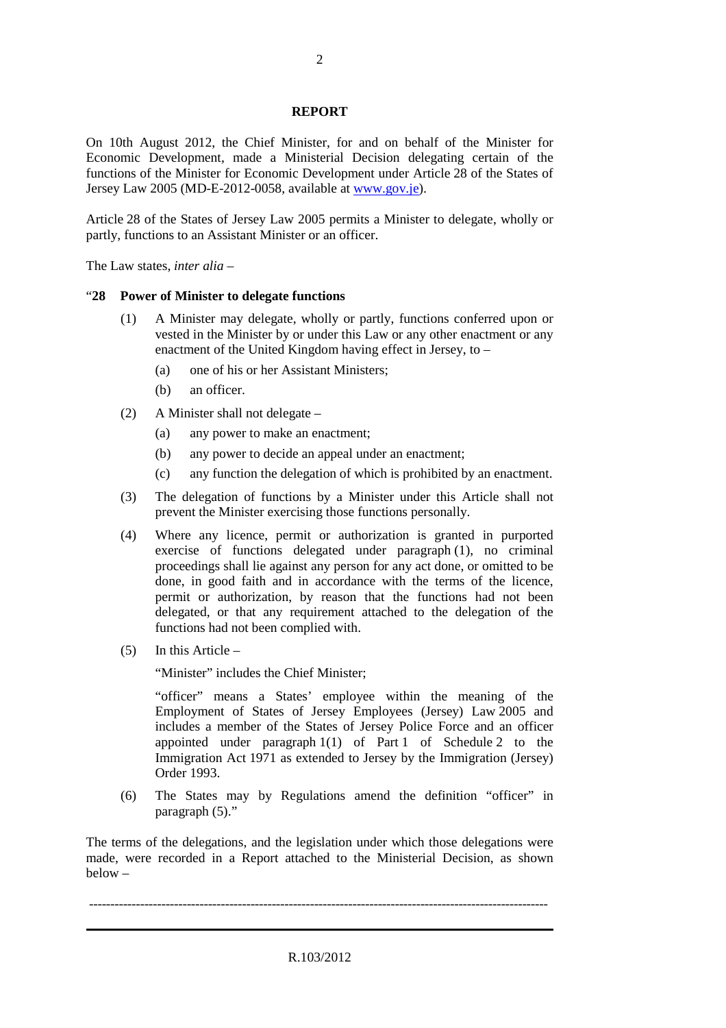## REPORT

On 10th August 2012, the Chief Minister, for and on behalf of the Minister for Economic Development, made a Ministerial Decision delegating certain of the functions of the Minister for Economic Development under Article 28 of the States of Jersey Law 2005 (MD-E-2012-0058, available at www.gov.je).

Article 28 of the States of Jersey Law 2005 permits a Minister to delegate, wholly or partly, functions to an Assistant Minister or an officer.

The Law states, *inter alia* –

"**28 Power of Minister to delegate functions**

(1) A Minister may delegate, wholly or partly, functions conferred upon or vested in the Minister by or under this Law or any other enactment or any enactment of the United Kingdom having effect in Jersey, to –

  (a) one of his or her Assistant Ministers;

  (b) an officer.

(2) A Minister shall not delegate –

  (a) any power to make an enactment;

  (b) any power to decide an appeal under an enactment;

  (c) any function the delegation of which is prohibited by an enactment.

(3) The delegation of functions by a Minister under this Article shall not prevent the Minister exercising those functions personally.

(4) Where any licence, permit or authorization is granted in purported exercise of functions delegated under paragraph (1), no criminal proceedings shall lie against any person for any act done, or omitted to be done, in good faith and in accordance with the terms of the licence, permit or authorization, by reason that the functions had not been delegated, or that any requirement attached to the delegation of the functions had not been complied with.

(5) In this Article –

"Minister" includes the Chief Minister;

"officer" means a States' employee within the meaning of the Employment of States of Jersey Employees (Jersey) Law 2005 and includes a member of the States of Jersey Police Force and an officer appointed under paragraph 1(1) of Part 1 of Schedule 2 to the Immigration Act 1971 as extended to Jersey by the Immigration (Jersey) Order 1993.

(6) The States may by Regulations amend the definition "officer" in paragraph (5)."

The terms of the delegations, and the legislation under which those delegations were made, were recorded in a Report attached to the Ministerial Decision, as shown below –

---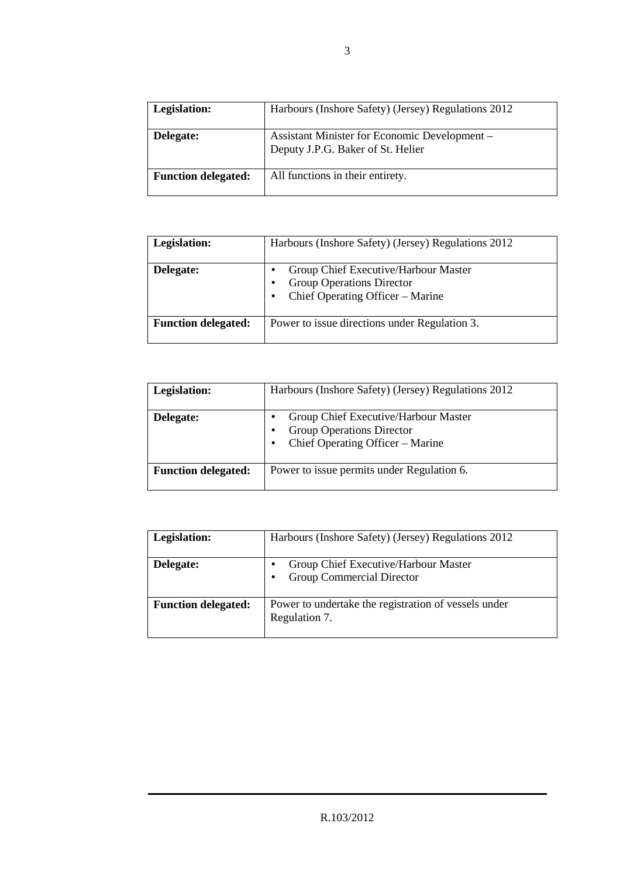| | |
|---|---|
| **Legislation:** | Harbours (Inshore Safety) (Jersey) Regulations 2012 |
| **Delegate:** | Assistant Minister for Economic Development – Deputy J.P.G. Baker of St. Helier |
| **Function delegated:** | All functions in their entirety. |

| | |
|---|---|
| **Legislation:** | Harbours (Inshore Safety) (Jersey) Regulations 2012 |
| **Delegate:** | • Group Chief Executive/Harbour Master<br>• Group Operations Director<br>• Chief Operating Officer – Marine |
| **Function delegated:** | Power to issue directions under Regulation 3. |

| | |
|---|---|
| **Legislation:** | Harbours (Inshore Safety) (Jersey) Regulations 2012 |
| **Delegate:** | • Group Chief Executive/Harbour Master<br>• Group Operations Director<br>• Chief Operating Officer – Marine |
| **Function delegated:** | Power to issue permits under Regulation 6. |

| | |
|---|---|
| **Legislation:** | Harbours (Inshore Safety) (Jersey) Regulations 2012 |
| **Delegate:** | • Group Chief Executive/Harbour Master<br>• Group Commercial Director |
| **Function delegated:** | Power to undertake the registration of vessels under Regulation 7. |